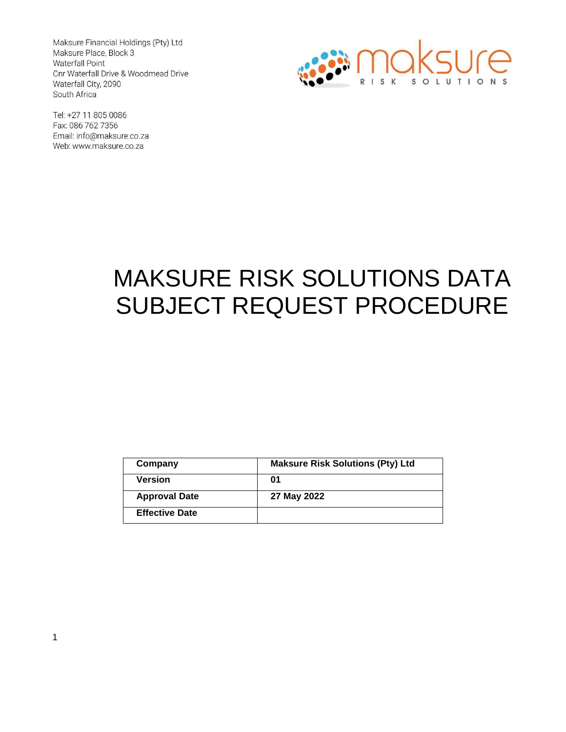Maksure Financial Holdings (Pty) Ltd
Maksure Place, Block 3
Waterfall Point
Cnr Waterfall Drive & Woodmead Drive
Waterfall City, 2090
South Africa

Tel: +27 11 805 0086
Fax: 086 762 7356
Email: info@maksure.co.za
Web: www.maksure.co.za

maksure
RISK SOLUTIONS

# MAKSURE RISK SOLUTIONS DATA SUBJECT REQUEST PROCEDURE

| **Company** | **Maksure Risk Solutions (Pty) Ltd** |
|---|---|
| **Version** | **01** |
| **Approval Date** | **27 May 2022** |
| **Effective Date** | |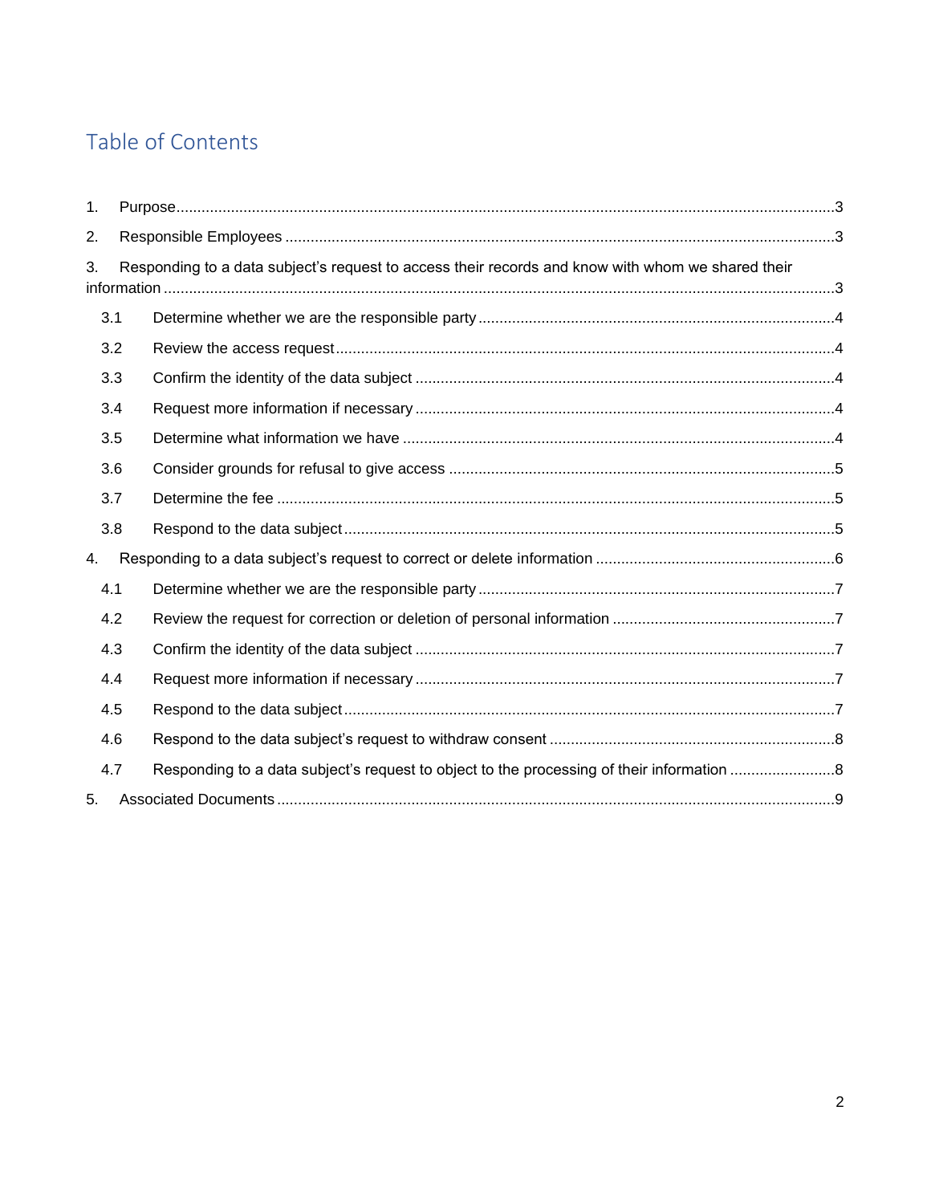# Table of Contents

1. Purpose ... 3
2. Responsible Employees ... 3
3. Responding to a data subject's request to access their records and know with whom we shared their information ... 3
   - 3.1 Determine whether we are the responsible party ... 4
   - 3.2 Review the access request ... 4
   - 3.3 Confirm the identity of the data subject ... 4
   - 3.4 Request more information if necessary ... 4
   - 3.5 Determine what information we have ... 4
   - 3.6 Consider grounds for refusal to give access ... 5
   - 3.7 Determine the fee ... 5
   - 3.8 Respond to the data subject ... 5
4. Responding to a data subject's request to correct or delete information ... 6
   - 4.1 Determine whether we are the responsible party ... 7
   - 4.2 Review the request for correction or deletion of personal information ... 7
   - 4.3 Confirm the identity of the data subject ... 7
   - 4.4 Request more information if necessary ... 7
   - 4.5 Respond to the data subject ... 7
   - 4.6 Respond to the data subject's request to withdraw consent ... 8
   - 4.7 Responding to a data subject's request to object to the processing of their information ... 8
5. Associated Documents ... 9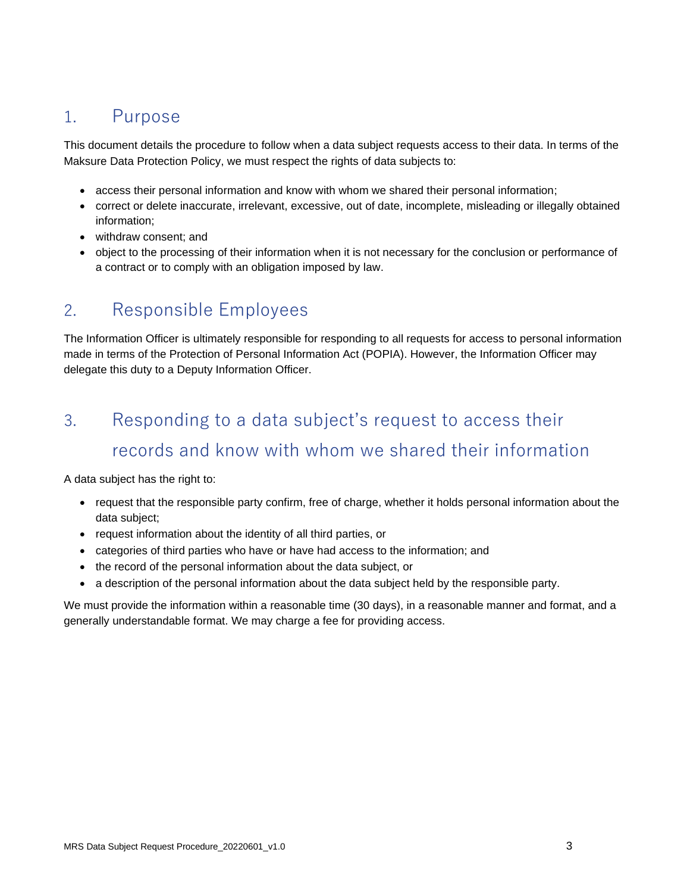## 1. Purpose

This document details the procedure to follow when a data subject requests access to their data. In terms of the Maksure Data Protection Policy, we must respect the rights of data subjects to:

- access their personal information and know with whom we shared their personal information;
- correct or delete inaccurate, irrelevant, excessive, out of date, incomplete, misleading or illegally obtained information;
- withdraw consent; and
- object to the processing of their information when it is not necessary for the conclusion or performance of a contract or to comply with an obligation imposed by law.

## 2. Responsible Employees

The Information Officer is ultimately responsible for responding to all requests for access to personal information made in terms of the Protection of Personal Information Act (POPIA). However, the Information Officer may delegate this duty to a Deputy Information Officer.

## 3. Responding to a data subject's request to access their records and know with whom we shared their information

A data subject has the right to:

- request that the responsible party confirm, free of charge, whether it holds personal information about the data subject;
- request information about the identity of all third parties, or
- categories of third parties who have or have had access to the information; and
- the record of the personal information about the data subject, or
- a description of the personal information about the data subject held by the responsible party.

We must provide the information within a reasonable time (30 days), in a reasonable manner and format, and a generally understandable format. We may charge a fee for providing access.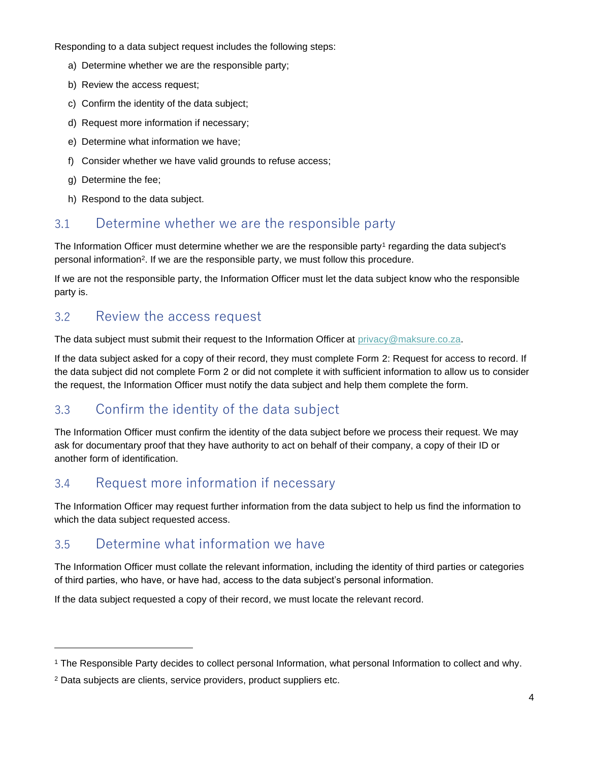Responding to a data subject request includes the following steps:

a) Determine whether we are the responsible party;

b) Review the access request;

c) Confirm the identity of the data subject;

d) Request more information if necessary;

e) Determine what information we have;

f) Consider whether we have valid grounds to refuse access;

g) Determine the fee;

h) Respond to the data subject.

## 3.1 Determine whether we are the responsible party

The Information Officer must determine whether we are the responsible party[1] regarding the data subject's personal information[2]. If we are the responsible party, we must follow this procedure.

If we are not the responsible party, the Information Officer must let the data subject know who the responsible party is.

## 3.2 Review the access request

The data subject must submit their request to the Information Officer at privacy@maksure.co.za.

If the data subject asked for a copy of their record, they must complete Form 2: Request for access to record. If the data subject did not complete Form 2 or did not complete it with sufficient information to allow us to consider the request, the Information Officer must notify the data subject and help them complete the form.

## 3.3 Confirm the identity of the data subject

The Information Officer must confirm the identity of the data subject before we process their request. We may ask for documentary proof that they have authority to act on behalf of their company, a copy of their ID or another form of identification.

## 3.4 Request more information if necessary

The Information Officer may request further information from the data subject to help us find the information to which the data subject requested access.

## 3.5 Determine what information we have

The Information Officer must collate the relevant information, including the identity of third parties or categories of third parties, who have, or have had, access to the data subject's personal information.

If the data subject requested a copy of their record, we must locate the relevant record.

---

[1] The Responsible Party decides to collect personal Information, what personal Information to collect and why.

[2] Data subjects are clients, service providers, product suppliers etc.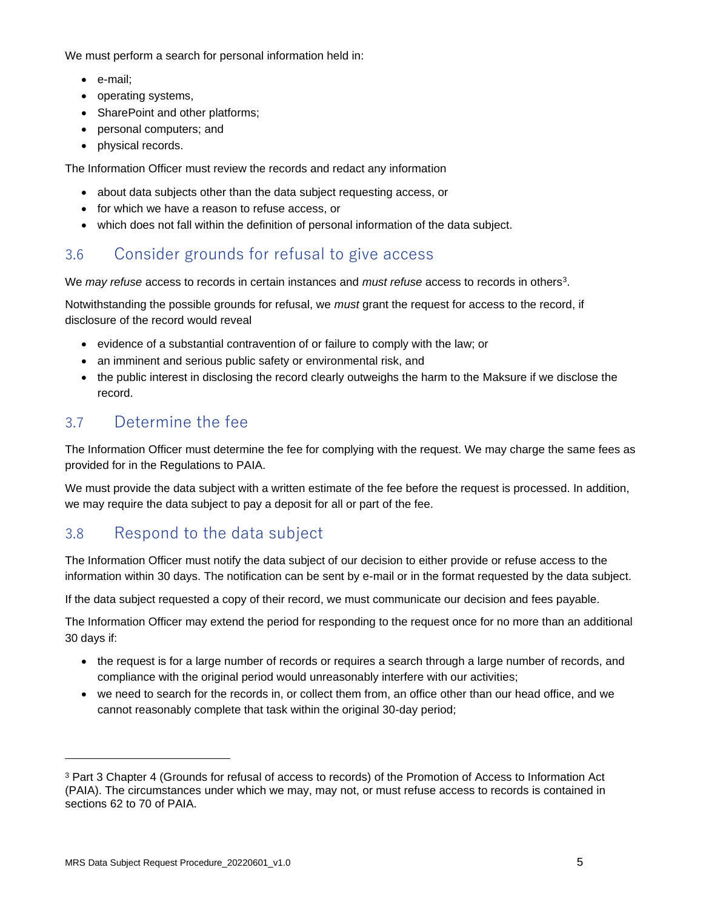We must perform a search for personal information held in:

- e-mail;
- operating systems,
- SharePoint and other platforms;
- personal computers; and
- physical records.

The Information Officer must review the records and redact any information

- about data subjects other than the data subject requesting access, or
- for which we have a reason to refuse access, or
- which does not fall within the definition of personal information of the data subject.

## 3.6 Consider grounds for refusal to give access

We *may refuse* access to records in certain instances and *must refuse* access to records in others[3].

Notwithstanding the possible grounds for refusal, we *must* grant the request for access to the record, if disclosure of the record would reveal

- evidence of a substantial contravention of or failure to comply with the law; or
- an imminent and serious public safety or environmental risk, and
- the public interest in disclosing the record clearly outweighs the harm to the Maksure if we disclose the record.

## 3.7 Determine the fee

The Information Officer must determine the fee for complying with the request. We may charge the same fees as provided for in the Regulations to PAIA.

We must provide the data subject with a written estimate of the fee before the request is processed. In addition, we may require the data subject to pay a deposit for all or part of the fee.

## 3.8 Respond to the data subject

The Information Officer must notify the data subject of our decision to either provide or refuse access to the information within 30 days. The notification can be sent by e-mail or in the format requested by the data subject.

If the data subject requested a copy of their record, we must communicate our decision and fees payable.

The Information Officer may extend the period for responding to the request once for no more than an additional 30 days if:

- the request is for a large number of records or requires a search through a large number of records, and compliance with the original period would unreasonably interfere with our activities;
- we need to search for the records in, or collect them from, an office other than our head office, and we cannot reasonably complete that task within the original 30-day period;

---

[3] Part 3 Chapter 4 (Grounds for refusal of access to records) of the Promotion of Access to Information Act (PAIA). The circumstances under which we may, may not, or must refuse access to records is contained in sections 62 to 70 of PAIA.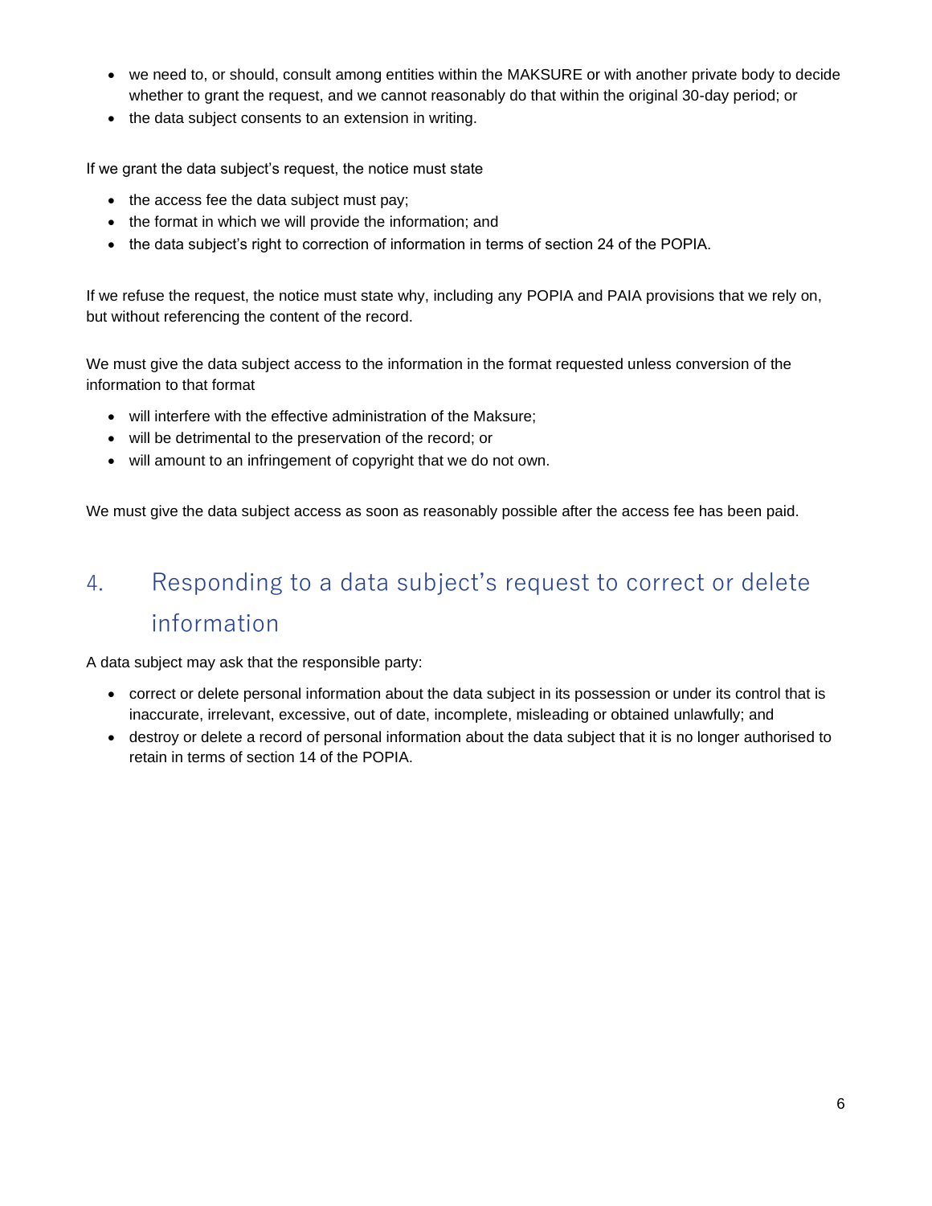- we need to, or should, consult among entities within the MAKSURE or with another private body to decide whether to grant the request, and we cannot reasonably do that within the original 30-day period; or
- the data subject consents to an extension in writing.

If we grant the data subject's request, the notice must state

- the access fee the data subject must pay;
- the format in which we will provide the information; and
- the data subject's right to correction of information in terms of section 24 of the POPIA.

If we refuse the request, the notice must state why, including any POPIA and PAIA provisions that we rely on, but without referencing the content of the record.

We must give the data subject access to the information in the format requested unless conversion of the information to that format

- will interfere with the effective administration of the Maksure;
- will be detrimental to the preservation of the record; or
- will amount to an infringement of copyright that we do not own.

We must give the data subject access as soon as reasonably possible after the access fee has been paid.

## 4. Responding to a data subject's request to correct or delete information

A data subject may ask that the responsible party:

- correct or delete personal information about the data subject in its possession or under its control that is inaccurate, irrelevant, excessive, out of date, incomplete, misleading or obtained unlawfully; and
- destroy or delete a record of personal information about the data subject that it is no longer authorised to retain in terms of section 14 of the POPIA.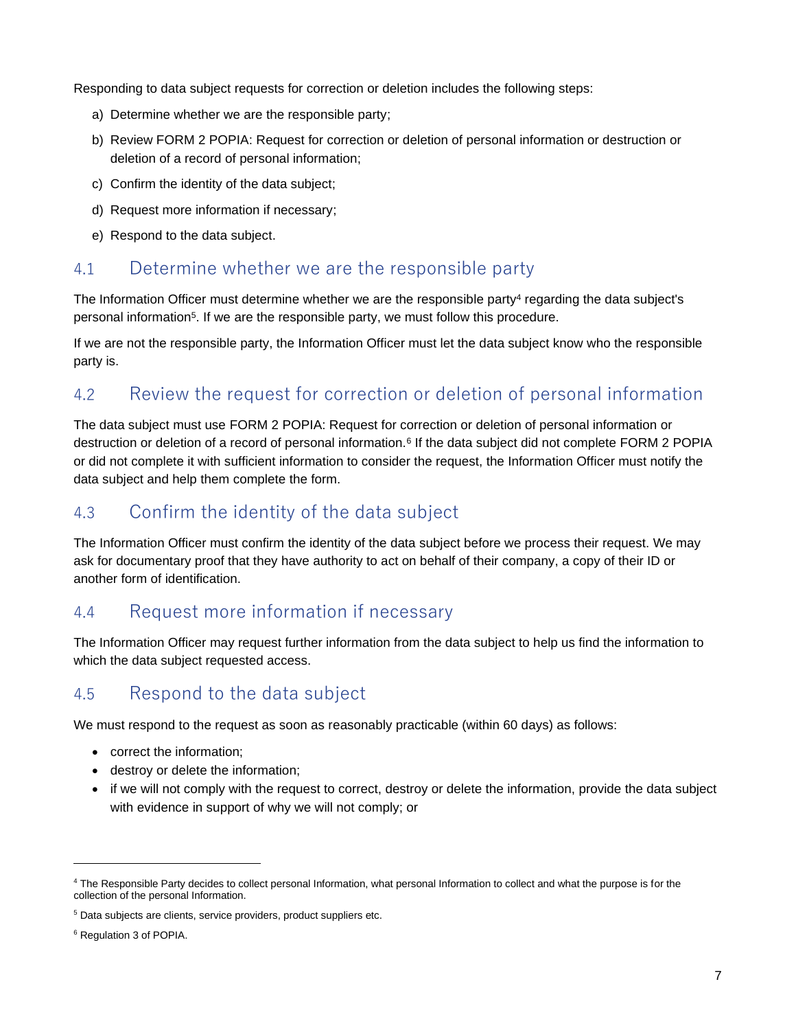Responding to data subject requests for correction or deletion includes the following steps:

a) Determine whether we are the responsible party;

b) Review FORM 2 POPIA: Request for correction or deletion of personal information or destruction or deletion of a record of personal information;

c) Confirm the identity of the data subject;

d) Request more information if necessary;

e) Respond to the data subject.

## 4.1 Determine whether we are the responsible party

The Information Officer must determine whether we are the responsible party[4] regarding the data subject's personal information[5]. If we are the responsible party, we must follow this procedure.

If we are not the responsible party, the Information Officer must let the data subject know who the responsible party is.

## 4.2 Review the request for correction or deletion of personal information

The data subject must use FORM 2 POPIA: Request for correction or deletion of personal information or destruction or deletion of a record of personal information.[6] If the data subject did not complete FORM 2 POPIA or did not complete it with sufficient information to consider the request, the Information Officer must notify the data subject and help them complete the form.

## 4.3 Confirm the identity of the data subject

The Information Officer must confirm the identity of the data subject before we process their request. We may ask for documentary proof that they have authority to act on behalf of their company, a copy of their ID or another form of identification.

## 4.4 Request more information if necessary

The Information Officer may request further information from the data subject to help us find the information to which the data subject requested access.

## 4.5 Respond to the data subject

We must respond to the request as soon as reasonably practicable (within 60 days) as follows:

- correct the information;
- destroy or delete the information;
- if we will not comply with the request to correct, destroy or delete the information, provide the data subject with evidence in support of why we will not comply; or

---

[4] The Responsible Party decides to collect personal Information, what personal Information to collect and what the purpose is for the collection of the personal Information.

[5] Data subjects are clients, service providers, product suppliers etc.

[6] Regulation 3 of POPIA.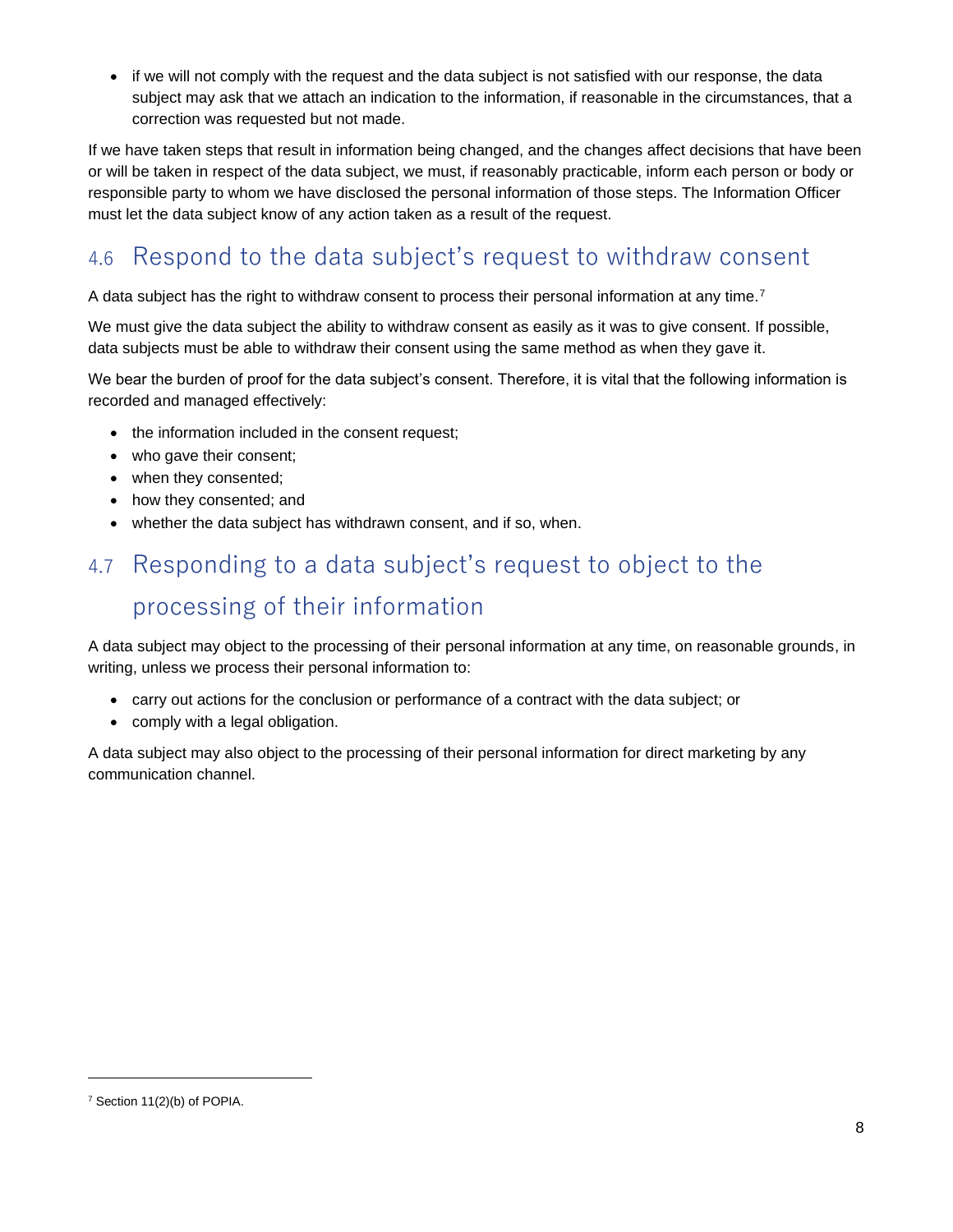- if we will not comply with the request and the data subject is not satisfied with our response, the data subject may ask that we attach an indication to the information, if reasonable in the circumstances, that a correction was requested but not made.

If we have taken steps that result in information being changed, and the changes affect decisions that have been or will be taken in respect of the data subject, we must, if reasonably practicable, inform each person or body or responsible party to whom we have disclosed the personal information of those steps. The Information Officer must let the data subject know of any action taken as a result of the request.

## 4.6 Respond to the data subject's request to withdraw consent

A data subject has the right to withdraw consent to process their personal information at any time.[7]

We must give the data subject the ability to withdraw consent as easily as it was to give consent. If possible, data subjects must be able to withdraw their consent using the same method as when they gave it.

We bear the burden of proof for the data subject's consent. Therefore, it is vital that the following information is recorded and managed effectively:

- the information included in the consent request;
- who gave their consent;
- when they consented;
- how they consented; and
- whether the data subject has withdrawn consent, and if so, when.

## 4.7 Responding to a data subject's request to object to the processing of their information

A data subject may object to the processing of their personal information at any time, on reasonable grounds, in writing, unless we process their personal information to:

- carry out actions for the conclusion or performance of a contract with the data subject; or
- comply with a legal obligation.

A data subject may also object to the processing of their personal information for direct marketing by any communication channel.

---

[7] Section 11(2)(b) of POPIA.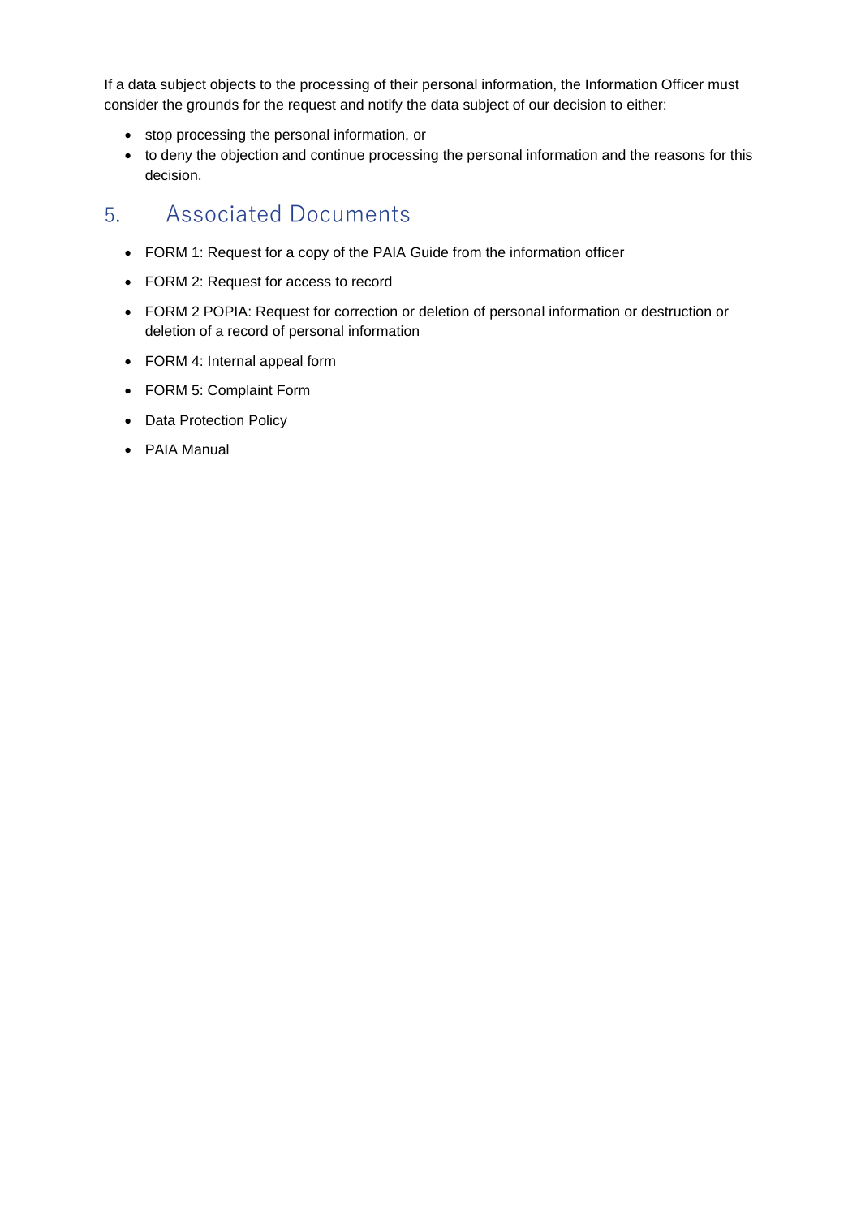If a data subject objects to the processing of their personal information, the Information Officer must consider the grounds for the request and notify the data subject of our decision to either:

- stop processing the personal information, or
- to deny the objection and continue processing the personal information and the reasons for this decision.

## 5. Associated Documents

- FORM 1: Request for a copy of the PAIA Guide from the information officer
- FORM 2: Request for access to record
- FORM 2 POPIA: Request for correction or deletion of personal information or destruction or deletion of a record of personal information
- FORM 4: Internal appeal form
- FORM 5: Complaint Form
- Data Protection Policy
- PAIA Manual